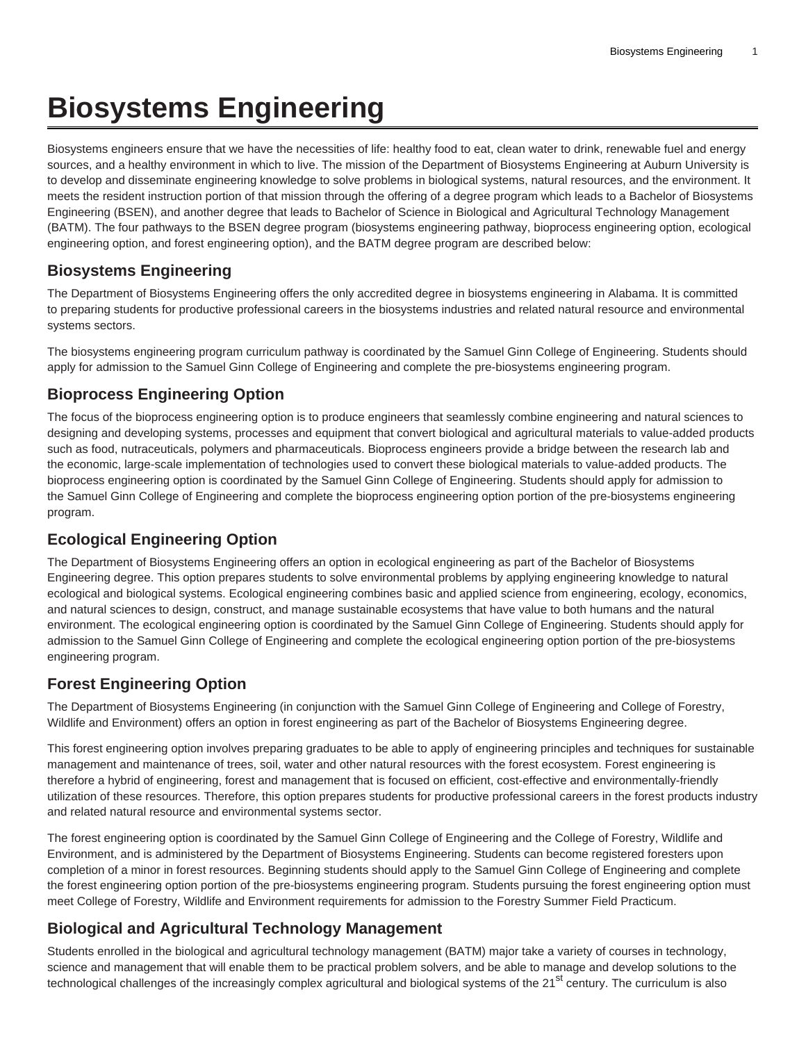# Biosystems Engineering

Biosystems engineers ensure that we have the necessities of life: healthy food to eat, clean water to drink, renewable fuel and energy sources, and a healthy environment in which to live. The mission of the Department of Biosystems Engineering at Auburn University is to develop and disseminate engineering knowledge to solve problems in biological systems, natural resources, and the environment. It meets the resident instruction portion of that mission through the offering of a degree program which leads to a Bachelor of Biosystems Engineering (BSEN), and another degree that leads to Bachelor of Science in Biological and Agricultural Technology Management (BATM). The four pathways to the BSEN degree program (biosystems engineering pathway, bioprocess engineering option, ecological engineering option, and forest engineering option), and the BATM degree program are described below:

## Biosystems Engineering

The Department of Biosystems Engineering offers the only accredited degree in biosystems engineering in Alabama. It is committed to preparing students for productive professional careers in the biosystems industries and related natural resource and environmental systems sectors.

The biosystems engineering program curriculum pathway is coordinated by the Samuel Ginn College of Engineering. Students should apply for admission to the Samuel Ginn College of Engineering and complete the pre-biosystems engineering program.

## Bioprocess Engineering Option

The focus of the bioprocess engineering option is to produce engineers that seamlessly combine engineering and natural sciences to designing and developing systems, processes and equipment that convert biological and agricultural materials to value-added products such as food, nutraceuticals, polymers and pharmaceuticals. Bioprocess engineers provide a bridge between the research lab and the economic, large-scale implementation of technologies used to convert these biological materials to value-added products. The bioprocess engineering option is coordinated by the Samuel Ginn College of Engineering. Students should apply for admission to the Samuel Ginn College of Engineering and complete the bioprocess engineering option portion of the pre-biosystems engineering program.

## Ecological Engineering Option

The Department of Biosystems Engineering offers an option in ecological engineering as part of the Bachelor of Biosystems Engineering degree. This option prepares students to solve environmental problems by applying engineering knowledge to natural ecological and biological systems. Ecological engineering combines basic and applied science from engineering, ecology, economics, and natural sciences to design, construct, and manage sustainable ecosystems that have value to both humans and the natural environment. The ecological engineering option is coordinated by the Samuel Ginn College of Engineering. Students should apply for admission to the Samuel Ginn College of Engineering and complete the ecological engineering option portion of the pre-biosystems engineering program.

## Forest Engineering Option

The Department of Biosystems Engineering (in conjunction with the Samuel Ginn College of Engineering and College of Forestry, Wildlife and Environment) offers an option in forest engineering as part of the Bachelor of Biosystems Engineering degree.

This forest engineering option involves preparing graduates to be able to apply of engineering principles and techniques for sustainable management and maintenance of trees, soil, water and other natural resources with the forest ecosystem. Forest engineering is therefore a hybrid of engineering, forest and management that is focused on efficient, cost-effective and environmentally-friendly utilization of these resources. Therefore, this option prepares students for productive professional careers in the forest products industry and related natural resource and environmental systems sector.

The forest engineering option is coordinated by the Samuel Ginn College of Engineering and the College of Forestry, Wildlife and Environment, and is administered by the Department of Biosystems Engineering. Students can become registered foresters upon completion of a minor in forest resources. Beginning students should apply to the Samuel Ginn College of Engineering and complete the forest engineering option portion of the pre-biosystems engineering program. Students pursuing the forest engineering option must meet College of Forestry, Wildlife and Environment requirements for admission to the Forestry Summer Field Practicum.

## Biological and Agricultural Technology Management

Students enrolled in the biological and agricultural technology management (BATM) major take a variety of courses in technology, science and management that will enable them to be practical problem solvers, and be able to manage and develop solutions to the technological challenges of the increasingly complex agricultural and biological systems of the 21st century. The curriculum is also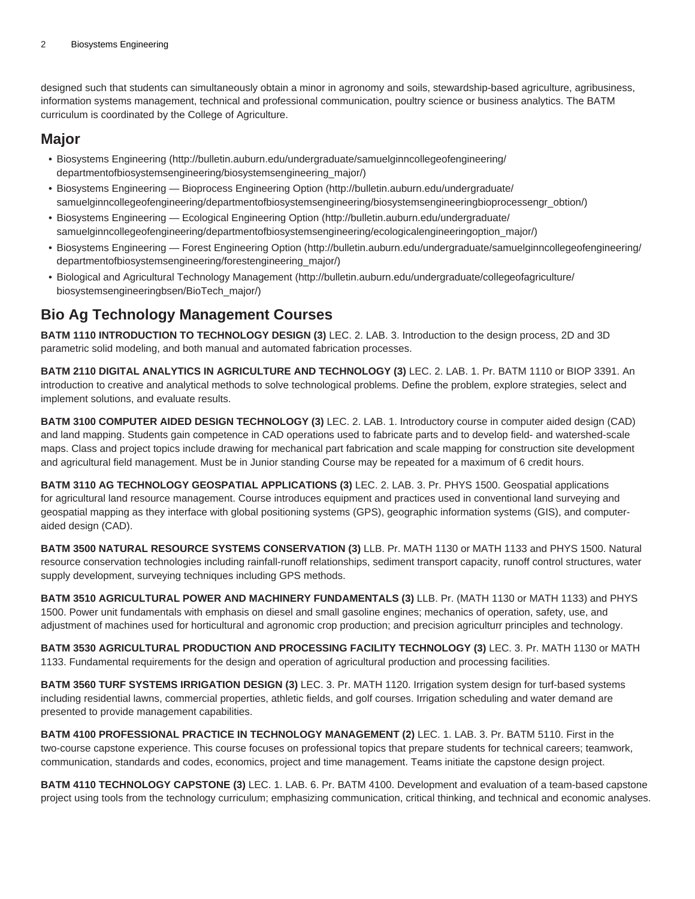designed such that students can simultaneously obtain a minor in agronomy and soils, stewardship-based agriculture, agribusiness, information systems management, technical and professional communication, poultry science or business analytics. The BATM curriculum is coordinated by the College of Agriculture.

## Major

- Biosystems Engineering (http://bulletin.auburn.edu/undergraduate/samuelginncollegeofengineering/departmentofbiosystemsengineering/biosystemsengineering_major/)
- Biosystems Engineering — Bioprocess Engineering Option (http://bulletin.auburn.edu/undergraduate/samuelginncollegeofengineering/departmentofbiosystemsengineering/biosystemsengineeringbioprocessengr_obtion/)
- Biosystems Engineering — Ecological Engineering Option (http://bulletin.auburn.edu/undergraduate/samuelginncollegeofengineering/departmentofbiosystemsengineering/ecologicalengineeringoption_major/)
- Biosystems Engineering — Forest Engineering Option (http://bulletin.auburn.edu/undergraduate/samuelginncollegeofengineering/departmentofbiosystemsengineering/forestengineering_major/)
- Biological and Agricultural Technology Management (http://bulletin.auburn.edu/undergraduate/collegeofagriculture/biosystemsengineeringbsen/BioTech_major/)

## Bio Ag Technology Management Courses

**BATM 1110 INTRODUCTION TO TECHNOLOGY DESIGN (3)** LEC. 2. LAB. 3. Introduction to the design process, 2D and 3D parametric solid modeling, and both manual and automated fabrication processes.

**BATM 2110 DIGITAL ANALYTICS IN AGRICULTURE AND TECHNOLOGY (3)** LEC. 2. LAB. 1. Pr. BATM 1110 or BIOP 3391. An introduction to creative and analytical methods to solve technological problems. Define the problem, explore strategies, select and implement solutions, and evaluate results.

**BATM 3100 COMPUTER AIDED DESIGN TECHNOLOGY (3)** LEC. 2. LAB. 1. Introductory course in computer aided design (CAD) and land mapping. Students gain competence in CAD operations used to fabricate parts and to develop field- and watershed-scale maps. Class and project topics include drawing for mechanical part fabrication and scale mapping for construction site development and agricultural field management. Must be in Junior standing Course may be repeated for a maximum of 6 credit hours.

**BATM 3110 AG TECHNOLOGY GEOSPATIAL APPLICATIONS (3)** LEC. 2. LAB. 3. Pr. PHYS 1500. Geospatial applications for agricultural land resource management. Course introduces equipment and practices used in conventional land surveying and geospatial mapping as they interface with global positioning systems (GPS), geographic information systems (GIS), and computer-aided design (CAD).

**BATM 3500 NATURAL RESOURCE SYSTEMS CONSERVATION (3)** LLB. Pr. MATH 1130 or MATH 1133 and PHYS 1500. Natural resource conservation technologies including rainfall-runoff relationships, sediment transport capacity, runoff control structures, water supply development, surveying techniques including GPS methods.

**BATM 3510 AGRICULTURAL POWER AND MACHINERY FUNDAMENTALS (3)** LLB. Pr. (MATH 1130 or MATH 1133) and PHYS 1500. Power unit fundamentals with emphasis on diesel and small gasoline engines; mechanics of operation, safety, use, and adjustment of machines used for horticultural and agronomic crop production; and precision agriculturr principles and technology.

**BATM 3530 AGRICULTURAL PRODUCTION AND PROCESSING FACILITY TECHNOLOGY (3)** LEC. 3. Pr. MATH 1130 or MATH 1133. Fundamental requirements for the design and operation of agricultural production and processing facilities.

**BATM 3560 TURF SYSTEMS IRRIGATION DESIGN (3)** LEC. 3. Pr. MATH 1120. Irrigation system design for turf-based systems including residential lawns, commercial properties, athletic fields, and golf courses. Irrigation scheduling and water demand are presented to provide management capabilities.

**BATM 4100 PROFESSIONAL PRACTICE IN TECHNOLOGY MANAGEMENT (2)** LEC. 1. LAB. 3. Pr. BATM 5110. First in the two-course capstone experience. This course focuses on professional topics that prepare students for technical careers; teamwork, communication, standards and codes, economics, project and time management. Teams initiate the capstone design project.

**BATM 4110 TECHNOLOGY CAPSTONE (3)** LEC. 1. LAB. 6. Pr. BATM 4100. Development and evaluation of a team-based capstone project using tools from the technology curriculum; emphasizing communication, critical thinking, and technical and economic analyses.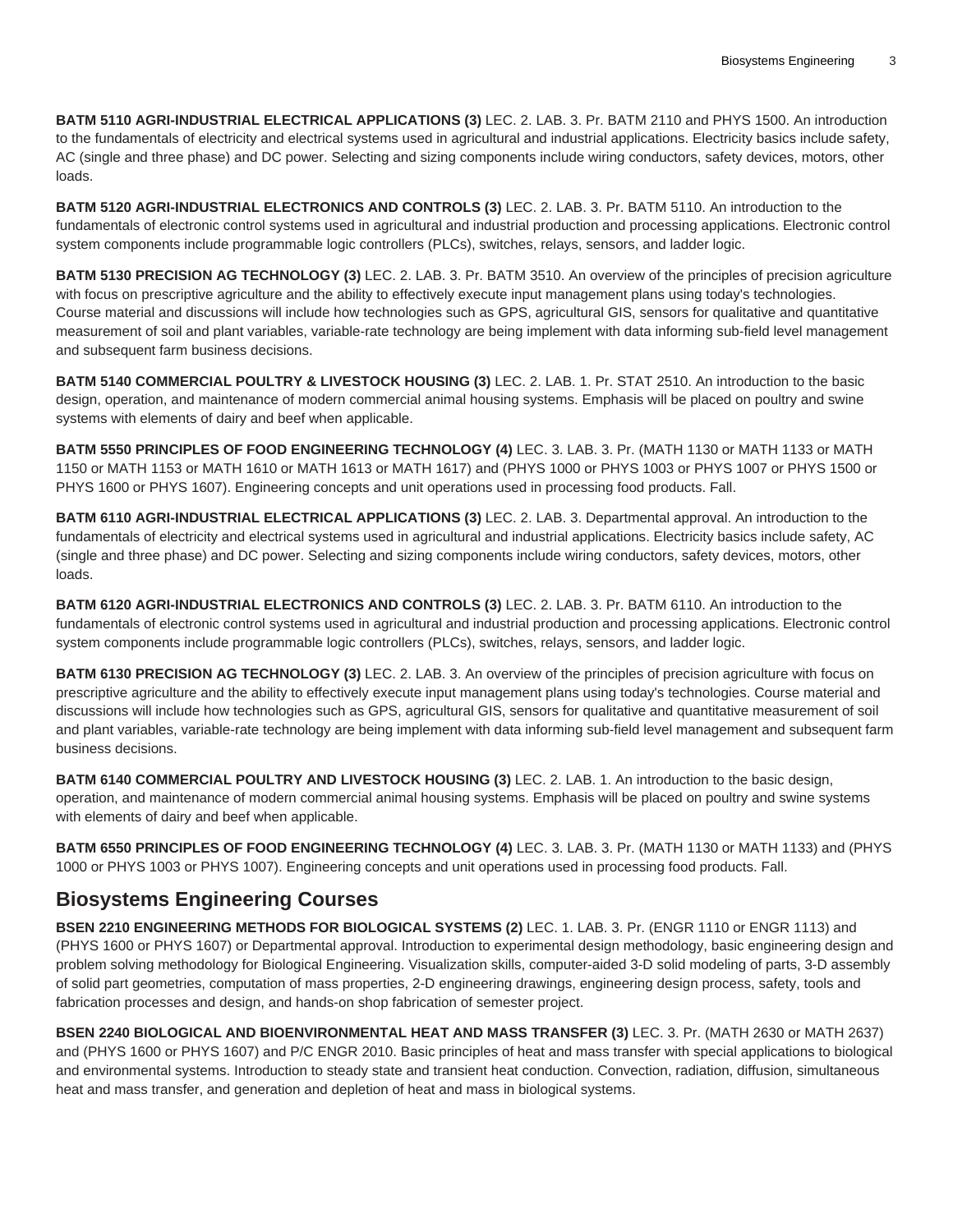**BATM 5110 AGRI-INDUSTRIAL ELECTRICAL APPLICATIONS (3)** LEC. 2. LAB. 3. Pr. BATM 2110 and PHYS 1500. An introduction to the fundamentals of electricity and electrical systems used in agricultural and industrial applications. Electricity basics include safety, AC (single and three phase) and DC power. Selecting and sizing components include wiring conductors, safety devices, motors, other loads.

**BATM 5120 AGRI-INDUSTRIAL ELECTRONICS AND CONTROLS (3)** LEC. 2. LAB. 3. Pr. BATM 5110. An introduction to the fundamentals of electronic control systems used in agricultural and industrial production and processing applications. Electronic control system components include programmable logic controllers (PLCs), switches, relays, sensors, and ladder logic.

**BATM 5130 PRECISION AG TECHNOLOGY (3)** LEC. 2. LAB. 3. Pr. BATM 3510. An overview of the principles of precision agriculture with focus on prescriptive agriculture and the ability to effectively execute input management plans using today's technologies. Course material and discussions will include how technologies such as GPS, agricultural GIS, sensors for qualitative and quantitative measurement of soil and plant variables, variable-rate technology are being implement with data informing sub-field level management and subsequent farm business decisions.

**BATM 5140 COMMERCIAL POULTRY & LIVESTOCK HOUSING (3)** LEC. 2. LAB. 1. Pr. STAT 2510. An introduction to the basic design, operation, and maintenance of modern commercial animal housing systems. Emphasis will be placed on poultry and swine systems with elements of dairy and beef when applicable.

**BATM 5550 PRINCIPLES OF FOOD ENGINEERING TECHNOLOGY (4)** LEC. 3. LAB. 3. Pr. (MATH 1130 or MATH 1133 or MATH 1150 or MATH 1153 or MATH 1610 or MATH 1613 or MATH 1617) and (PHYS 1000 or PHYS 1003 or PHYS 1007 or PHYS 1500 or PHYS 1600 or PHYS 1607). Engineering concepts and unit operations used in processing food products. Fall.

**BATM 6110 AGRI-INDUSTRIAL ELECTRICAL APPLICATIONS (3)** LEC. 2. LAB. 3. Departmental approval. An introduction to the fundamentals of electricity and electrical systems used in agricultural and industrial applications. Electricity basics include safety, AC (single and three phase) and DC power. Selecting and sizing components include wiring conductors, safety devices, motors, other loads.

**BATM 6120 AGRI-INDUSTRIAL ELECTRONICS AND CONTROLS (3)** LEC. 2. LAB. 3. Pr. BATM 6110. An introduction to the fundamentals of electronic control systems used in agricultural and industrial production and processing applications. Electronic control system components include programmable logic controllers (PLCs), switches, relays, sensors, and ladder logic.

**BATM 6130 PRECISION AG TECHNOLOGY (3)** LEC. 2. LAB. 3. An overview of the principles of precision agriculture with focus on prescriptive agriculture and the ability to effectively execute input management plans using today's technologies. Course material and discussions will include how technologies such as GPS, agricultural GIS, sensors for qualitative and quantitative measurement of soil and plant variables, variable-rate technology are being implement with data informing sub-field level management and subsequent farm business decisions.

**BATM 6140 COMMERCIAL POULTRY AND LIVESTOCK HOUSING (3)** LEC. 2. LAB. 1. An introduction to the basic design, operation, and maintenance of modern commercial animal housing systems. Emphasis will be placed on poultry and swine systems with elements of dairy and beef when applicable.

**BATM 6550 PRINCIPLES OF FOOD ENGINEERING TECHNOLOGY (4)** LEC. 3. LAB. 3. Pr. (MATH 1130 or MATH 1133) and (PHYS 1000 or PHYS 1003 or PHYS 1007). Engineering concepts and unit operations used in processing food products. Fall.

## Biosystems Engineering Courses

**BSEN 2210 ENGINEERING METHODS FOR BIOLOGICAL SYSTEMS (2)** LEC. 1. LAB. 3. Pr. (ENGR 1110 or ENGR 1113) and (PHYS 1600 or PHYS 1607) or Departmental approval. Introduction to experimental design methodology, basic engineering design and problem solving methodology for Biological Engineering. Visualization skills, computer-aided 3-D solid modeling of parts, 3-D assembly of solid part geometries, computation of mass properties, 2-D engineering drawings, engineering design process, safety, tools and fabrication processes and design, and hands-on shop fabrication of semester project.

**BSEN 2240 BIOLOGICAL AND BIOENVIRONMENTAL HEAT AND MASS TRANSFER (3)** LEC. 3. Pr. (MATH 2630 or MATH 2637) and (PHYS 1600 or PHYS 1607) and P/C ENGR 2010. Basic principles of heat and mass transfer with special applications to biological and environmental systems. Introduction to steady state and transient heat conduction. Convection, radiation, diffusion, simultaneous heat and mass transfer, and generation and depletion of heat and mass in biological systems.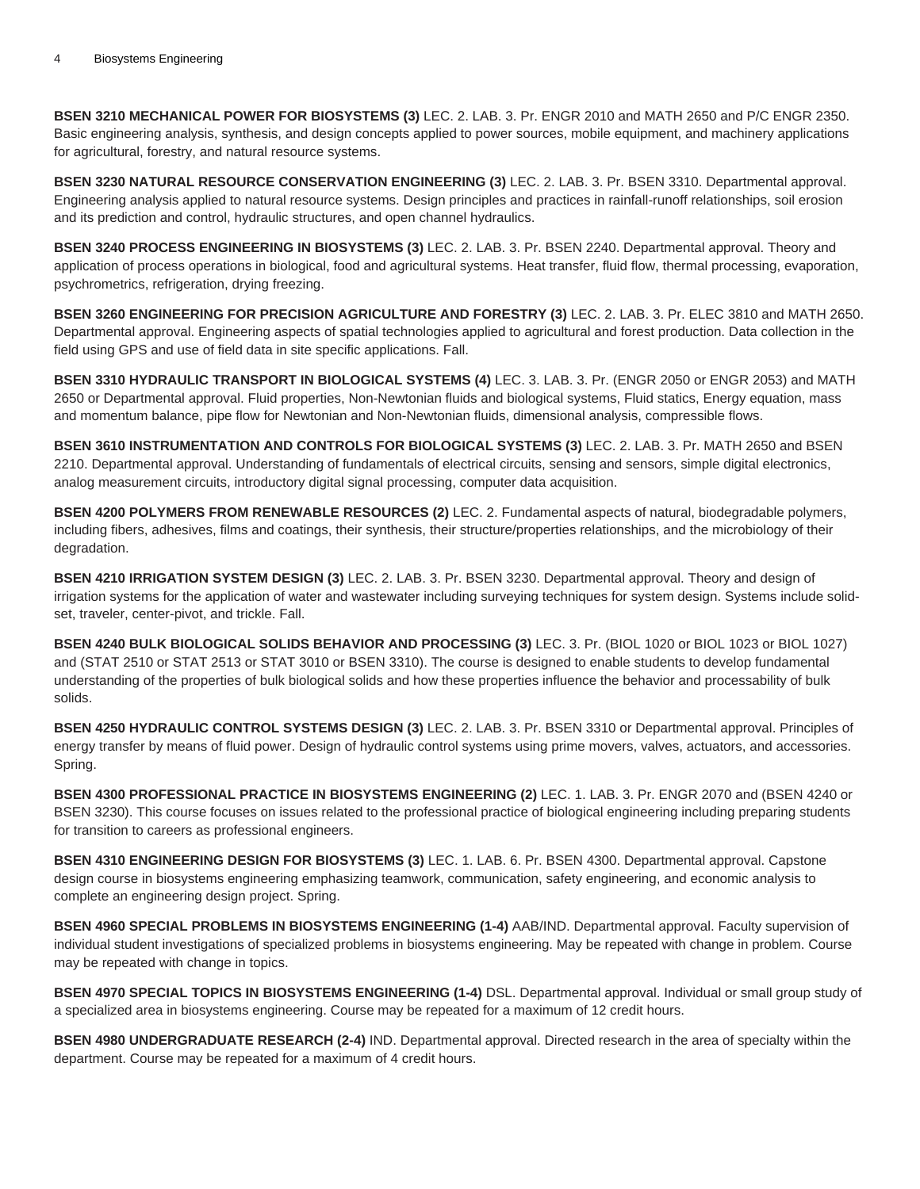**BSEN 3210 MECHANICAL POWER FOR BIOSYSTEMS (3)** LEC. 2. LAB. 3. Pr. ENGR 2010 and MATH 2650 and P/C ENGR 2350. Basic engineering analysis, synthesis, and design concepts applied to power sources, mobile equipment, and machinery applications for agricultural, forestry, and natural resource systems.

**BSEN 3230 NATURAL RESOURCE CONSERVATION ENGINEERING (3)** LEC. 2. LAB. 3. Pr. BSEN 3310. Departmental approval. Engineering analysis applied to natural resource systems. Design principles and practices in rainfall-runoff relationships, soil erosion and its prediction and control, hydraulic structures, and open channel hydraulics.

**BSEN 3240 PROCESS ENGINEERING IN BIOSYSTEMS (3)** LEC. 2. LAB. 3. Pr. BSEN 2240. Departmental approval. Theory and application of process operations in biological, food and agricultural systems. Heat transfer, fluid flow, thermal processing, evaporation, psychrometrics, refrigeration, drying freezing.

**BSEN 3260 ENGINEERING FOR PRECISION AGRICULTURE AND FORESTRY (3)** LEC. 2. LAB. 3. Pr. ELEC 3810 and MATH 2650. Departmental approval. Engineering aspects of spatial technologies applied to agricultural and forest production. Data collection in the field using GPS and use of field data in site specific applications. Fall.

**BSEN 3310 HYDRAULIC TRANSPORT IN BIOLOGICAL SYSTEMS (4)** LEC. 3. LAB. 3. Pr. (ENGR 2050 or ENGR 2053) and MATH 2650 or Departmental approval. Fluid properties, Non-Newtonian fluids and biological systems, Fluid statics, Energy equation, mass and momentum balance, pipe flow for Newtonian and Non-Newtonian fluids, dimensional analysis, compressible flows.

**BSEN 3610 INSTRUMENTATION AND CONTROLS FOR BIOLOGICAL SYSTEMS (3)** LEC. 2. LAB. 3. Pr. MATH 2650 and BSEN 2210. Departmental approval. Understanding of fundamentals of electrical circuits, sensing and sensors, simple digital electronics, analog measurement circuits, introductory digital signal processing, computer data acquisition.

**BSEN 4200 POLYMERS FROM RENEWABLE RESOURCES (2)** LEC. 2. Fundamental aspects of natural, biodegradable polymers, including fibers, adhesives, films and coatings, their synthesis, their structure/properties relationships, and the microbiology of their degradation.

**BSEN 4210 IRRIGATION SYSTEM DESIGN (3)** LEC. 2. LAB. 3. Pr. BSEN 3230. Departmental approval. Theory and design of irrigation systems for the application of water and wastewater including surveying techniques for system design. Systems include solid-set, traveler, center-pivot, and trickle. Fall.

**BSEN 4240 BULK BIOLOGICAL SOLIDS BEHAVIOR AND PROCESSING (3)** LEC. 3. Pr. (BIOL 1020 or BIOL 1023 or BIOL 1027) and (STAT 2510 or STAT 2513 or STAT 3010 or BSEN 3310). The course is designed to enable students to develop fundamental understanding of the properties of bulk biological solids and how these properties influence the behavior and processability of bulk solids.

**BSEN 4250 HYDRAULIC CONTROL SYSTEMS DESIGN (3)** LEC. 2. LAB. 3. Pr. BSEN 3310 or Departmental approval. Principles of energy transfer by means of fluid power. Design of hydraulic control systems using prime movers, valves, actuators, and accessories. Spring.

**BSEN 4300 PROFESSIONAL PRACTICE IN BIOSYSTEMS ENGINEERING (2)** LEC. 1. LAB. 3. Pr. ENGR 2070 and (BSEN 4240 or BSEN 3230). This course focuses on issues related to the professional practice of biological engineering including preparing students for transition to careers as professional engineers.

**BSEN 4310 ENGINEERING DESIGN FOR BIOSYSTEMS (3)** LEC. 1. LAB. 6. Pr. BSEN 4300. Departmental approval. Capstone design course in biosystems engineering emphasizing teamwork, communication, safety engineering, and economic analysis to complete an engineering design project. Spring.

**BSEN 4960 SPECIAL PROBLEMS IN BIOSYSTEMS ENGINEERING (1-4)** AAB/IND. Departmental approval. Faculty supervision of individual student investigations of specialized problems in biosystems engineering. May be repeated with change in problem. Course may be repeated with change in topics.

**BSEN 4970 SPECIAL TOPICS IN BIOSYSTEMS ENGINEERING (1-4)** DSL. Departmental approval. Individual or small group study of a specialized area in biosystems engineering. Course may be repeated for a maximum of 12 credit hours.

**BSEN 4980 UNDERGRADUATE RESEARCH (2-4)** IND. Departmental approval. Directed research in the area of specialty within the department. Course may be repeated for a maximum of 4 credit hours.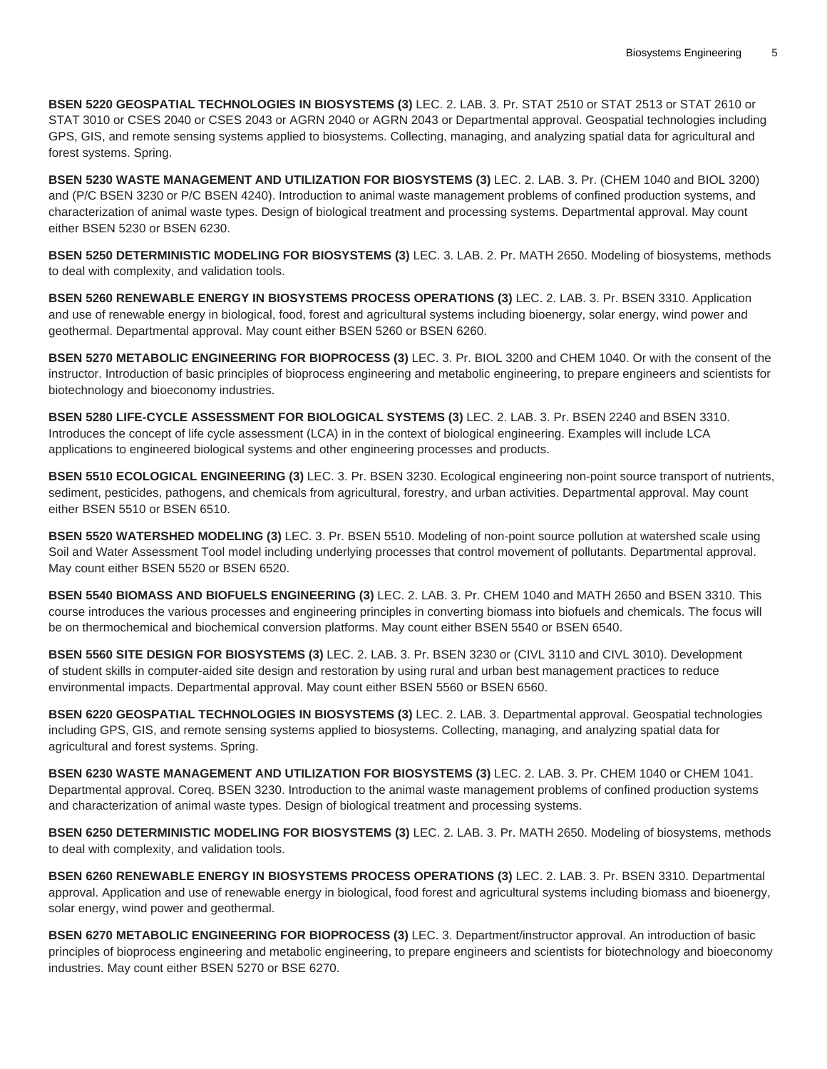**BSEN 5220 GEOSPATIAL TECHNOLOGIES IN BIOSYSTEMS (3)** LEC. 2. LAB. 3. Pr. STAT 2510 or STAT 2513 or STAT 2610 or STAT 3010 or CSES 2040 or CSES 2043 or AGRN 2040 or AGRN 2043 or Departmental approval. Geospatial technologies including GPS, GIS, and remote sensing systems applied to biosystems. Collecting, managing, and analyzing spatial data for agricultural and forest systems. Spring.

**BSEN 5230 WASTE MANAGEMENT AND UTILIZATION FOR BIOSYSTEMS (3)** LEC. 2. LAB. 3. Pr. (CHEM 1040 and BIOL 3200) and (P/C BSEN 3230 or P/C BSEN 4240). Introduction to animal waste management problems of confined production systems, and characterization of animal waste types. Design of biological treatment and processing systems. Departmental approval. May count either BSEN 5230 or BSEN 6230.

**BSEN 5250 DETERMINISTIC MODELING FOR BIOSYSTEMS (3)** LEC. 3. LAB. 2. Pr. MATH 2650. Modeling of biosystems, methods to deal with complexity, and validation tools.

**BSEN 5260 RENEWABLE ENERGY IN BIOSYSTEMS PROCESS OPERATIONS (3)** LEC. 2. LAB. 3. Pr. BSEN 3310. Application and use of renewable energy in biological, food, forest and agricultural systems including bioenergy, solar energy, wind power and geothermal. Departmental approval. May count either BSEN 5260 or BSEN 6260.

**BSEN 5270 METABOLIC ENGINEERING FOR BIOPROCESS (3)** LEC. 3. Pr. BIOL 3200 and CHEM 1040. Or with the consent of the instructor. Introduction of basic principles of bioprocess engineering and metabolic engineering, to prepare engineers and scientists for biotechnology and bioeconomy industries.

**BSEN 5280 LIFE-CYCLE ASSESSMENT FOR BIOLOGICAL SYSTEMS (3)** LEC. 2. LAB. 3. Pr. BSEN 2240 and BSEN 3310. Introduces the concept of life cycle assessment (LCA) in in the context of biological engineering. Examples will include LCA applications to engineered biological systems and other engineering processes and products.

**BSEN 5510 ECOLOGICAL ENGINEERING (3)** LEC. 3. Pr. BSEN 3230. Ecological engineering non-point source transport of nutrients, sediment, pesticides, pathogens, and chemicals from agricultural, forestry, and urban activities. Departmental approval. May count either BSEN 5510 or BSEN 6510.

**BSEN 5520 WATERSHED MODELING (3)** LEC. 3. Pr. BSEN 5510. Modeling of non-point source pollution at watershed scale using Soil and Water Assessment Tool model including underlying processes that control movement of pollutants. Departmental approval. May count either BSEN 5520 or BSEN 6520.

**BSEN 5540 BIOMASS AND BIOFUELS ENGINEERING (3)** LEC. 2. LAB. 3. Pr. CHEM 1040 and MATH 2650 and BSEN 3310. This course introduces the various processes and engineering principles in converting biomass into biofuels and chemicals. The focus will be on thermochemical and biochemical conversion platforms. May count either BSEN 5540 or BSEN 6540.

**BSEN 5560 SITE DESIGN FOR BIOSYSTEMS (3)** LEC. 2. LAB. 3. Pr. BSEN 3230 or (CIVL 3110 and CIVL 3010). Development of student skills in computer-aided site design and restoration by using rural and urban best management practices to reduce environmental impacts. Departmental approval. May count either BSEN 5560 or BSEN 6560.

**BSEN 6220 GEOSPATIAL TECHNOLOGIES IN BIOSYSTEMS (3)** LEC. 2. LAB. 3. Departmental approval. Geospatial technologies including GPS, GIS, and remote sensing systems applied to biosystems. Collecting, managing, and analyzing spatial data for agricultural and forest systems. Spring.

**BSEN 6230 WASTE MANAGEMENT AND UTILIZATION FOR BIOSYSTEMS (3)** LEC. 2. LAB. 3. Pr. CHEM 1040 or CHEM 1041. Departmental approval. Coreq. BSEN 3230. Introduction to the animal waste management problems of confined production systems and characterization of animal waste types. Design of biological treatment and processing systems.

**BSEN 6250 DETERMINISTIC MODELING FOR BIOSYSTEMS (3)** LEC. 2. LAB. 3. Pr. MATH 2650. Modeling of biosystems, methods to deal with complexity, and validation tools.

**BSEN 6260 RENEWABLE ENERGY IN BIOSYSTEMS PROCESS OPERATIONS (3)** LEC. 2. LAB. 3. Pr. BSEN 3310. Departmental approval. Application and use of renewable energy in biological, food forest and agricultural systems including biomass and bioenergy, solar energy, wind power and geothermal.

**BSEN 6270 METABOLIC ENGINEERING FOR BIOPROCESS (3)** LEC. 3. Department/instructor approval. An introduction of basic principles of bioprocess engineering and metabolic engineering, to prepare engineers and scientists for biotechnology and bioeconomy industries. May count either BSEN 5270 or BSE 6270.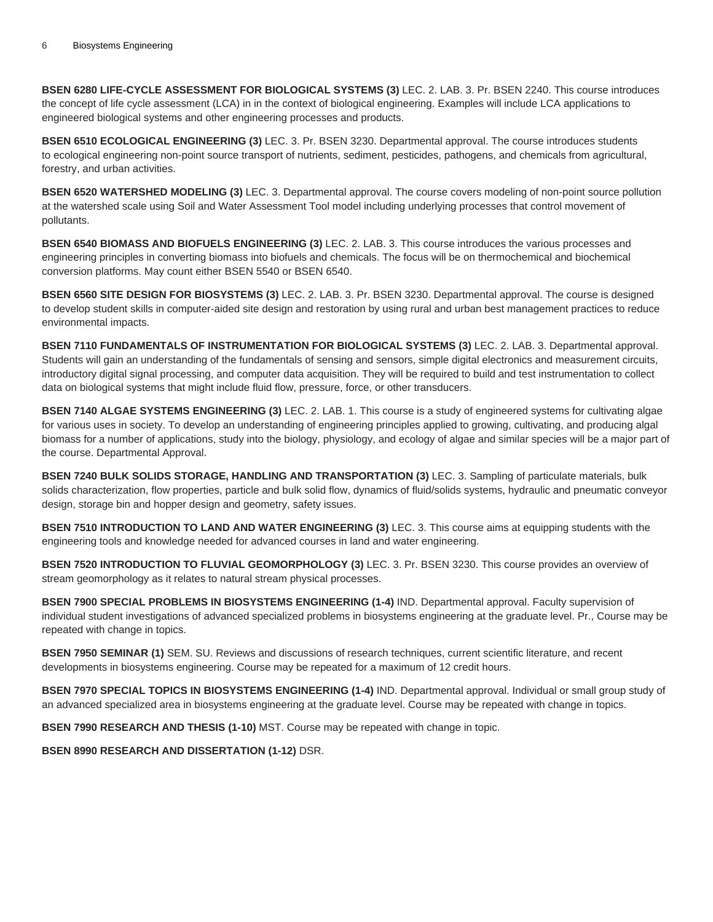**BSEN 6280 LIFE-CYCLE ASSESSMENT FOR BIOLOGICAL SYSTEMS (3)** LEC. 2. LAB. 3. Pr. BSEN 2240. This course introduces the concept of life cycle assessment (LCA) in in the context of biological engineering. Examples will include LCA applications to engineered biological systems and other engineering processes and products.

**BSEN 6510 ECOLOGICAL ENGINEERING (3)** LEC. 3. Pr. BSEN 3230. Departmental approval. The course introduces students to ecological engineering non-point source transport of nutrients, sediment, pesticides, pathogens, and chemicals from agricultural, forestry, and urban activities.

**BSEN 6520 WATERSHED MODELING (3)** LEC. 3. Departmental approval. The course covers modeling of non-point source pollution at the watershed scale using Soil and Water Assessment Tool model including underlying processes that control movement of pollutants.

**BSEN 6540 BIOMASS AND BIOFUELS ENGINEERING (3)** LEC. 2. LAB. 3. This course introduces the various processes and engineering principles in converting biomass into biofuels and chemicals. The focus will be on thermochemical and biochemical conversion platforms. May count either BSEN 5540 or BSEN 6540.

**BSEN 6560 SITE DESIGN FOR BIOSYSTEMS (3)** LEC. 2. LAB. 3. Pr. BSEN 3230. Departmental approval. The course is designed to develop student skills in computer-aided site design and restoration by using rural and urban best management practices to reduce environmental impacts.

**BSEN 7110 FUNDAMENTALS OF INSTRUMENTATION FOR BIOLOGICAL SYSTEMS (3)** LEC. 2. LAB. 3. Departmental approval. Students will gain an understanding of the fundamentals of sensing and sensors, simple digital electronics and measurement circuits, introductory digital signal processing, and computer data acquisition. They will be required to build and test instrumentation to collect data on biological systems that might include fluid flow, pressure, force, or other transducers.

**BSEN 7140 ALGAE SYSTEMS ENGINEERING (3)** LEC. 2. LAB. 1. This course is a study of engineered systems for cultivating algae for various uses in society. To develop an understanding of engineering principles applied to growing, cultivating, and producing algal biomass for a number of applications, study into the biology, physiology, and ecology of algae and similar species will be a major part of the course. Departmental Approval.

**BSEN 7240 BULK SOLIDS STORAGE, HANDLING AND TRANSPORTATION (3)** LEC. 3. Sampling of particulate materials, bulk solids characterization, flow properties, particle and bulk solid flow, dynamics of fluid/solids systems, hydraulic and pneumatic conveyor design, storage bin and hopper design and geometry, safety issues.

**BSEN 7510 INTRODUCTION TO LAND AND WATER ENGINEERING (3)** LEC. 3. This course aims at equipping students with the engineering tools and knowledge needed for advanced courses in land and water engineering.

**BSEN 7520 INTRODUCTION TO FLUVIAL GEOMORPHOLOGY (3)** LEC. 3. Pr. BSEN 3230. This course provides an overview of stream geomorphology as it relates to natural stream physical processes.

**BSEN 7900 SPECIAL PROBLEMS IN BIOSYSTEMS ENGINEERING (1-4)** IND. Departmental approval. Faculty supervision of individual student investigations of advanced specialized problems in biosystems engineering at the graduate level. Pr., Course may be repeated with change in topics.

**BSEN 7950 SEMINAR (1)** SEM. SU. Reviews and discussions of research techniques, current scientific literature, and recent developments in biosystems engineering. Course may be repeated for a maximum of 12 credit hours.

**BSEN 7970 SPECIAL TOPICS IN BIOSYSTEMS ENGINEERING (1-4)** IND. Departmental approval. Individual or small group study of an advanced specialized area in biosystems engineering at the graduate level. Course may be repeated with change in topics.

**BSEN 7990 RESEARCH AND THESIS (1-10)** MST. Course may be repeated with change in topic.

**BSEN 8990 RESEARCH AND DISSERTATION (1-12)** DSR.